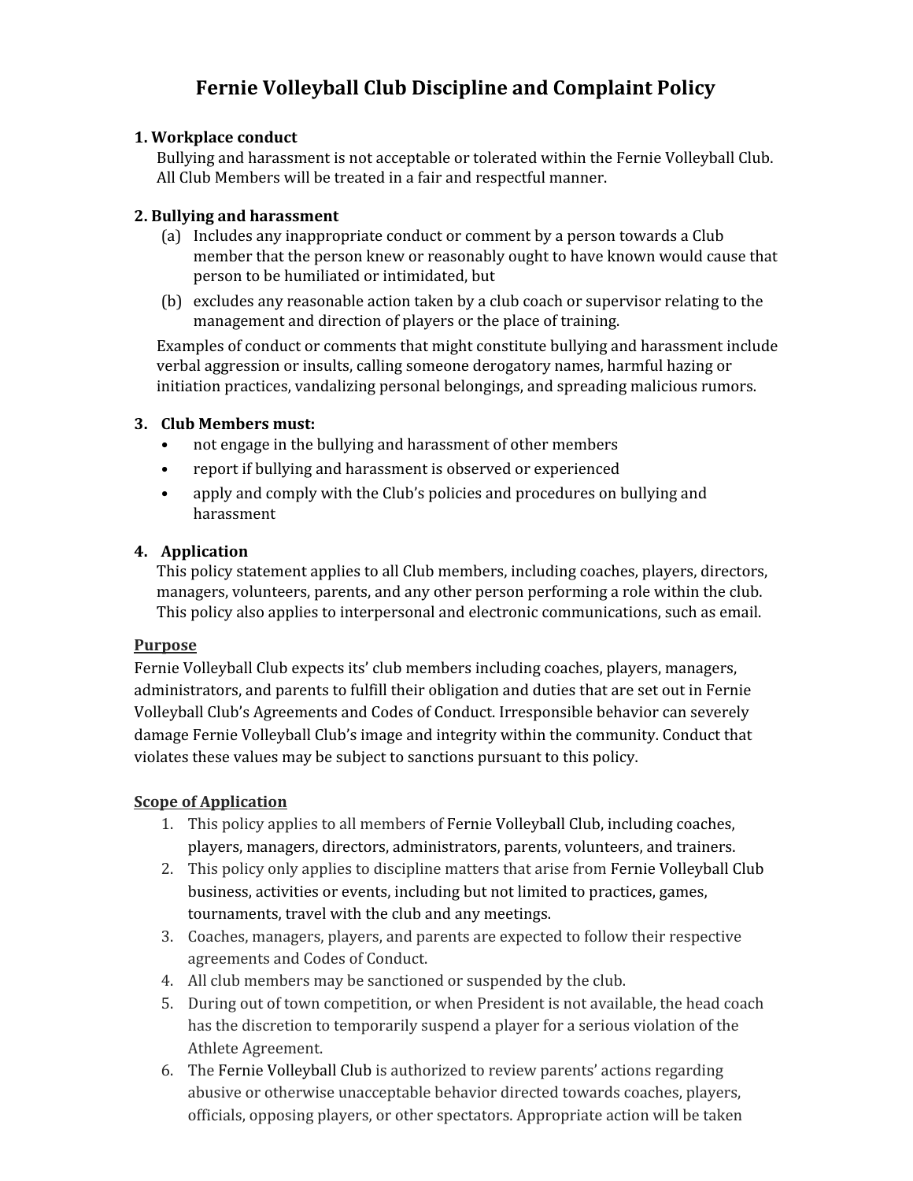# Fernie Volleyball Club Discipline and Complaint Policy

**1. Workplace conduct**

Bullying and harassment is not acceptable or tolerated within the Fernie Volleyball Club. All Club Members will be treated in a fair and respectful manner.

**2. Bullying and harassment**

(a) Includes any inappropriate conduct or comment by a person towards a Club member that the person knew or reasonably ought to have known would cause that person to be humiliated or intimidated, but

(b) excludes any reasonable action taken by a club coach or supervisor relating to the management and direction of players or the place of training.

Examples of conduct or comments that might constitute bullying and harassment include verbal aggression or insults, calling someone derogatory names, harmful hazing or initiation practices, vandalizing personal belongings, and spreading malicious rumors.

**3. Club Members must:**

- not engage in the bullying and harassment of other members
- report if bullying and harassment is observed or experienced
- apply and comply with the Club's policies and procedures on bullying and harassment

**4. Application**

This policy statement applies to all Club members, including coaches, players, directors, managers, volunteers, parents, and any other person performing a role within the club. This policy also applies to interpersonal and electronic communications, such as email.

## Purpose

Fernie Volleyball Club expects its' club members including coaches, players, managers, administrators, and parents to fulfill their obligation and duties that are set out in Fernie Volleyball Club's Agreements and Codes of Conduct. Irresponsible behavior can severely damage Fernie Volleyball Club's image and integrity within the community. Conduct that violates these values may be subject to sanctions pursuant to this policy.

## Scope of Application

1. This policy applies to all members of Fernie Volleyball Club, including coaches, players, managers, directors, administrators, parents, volunteers, and trainers.
2. This policy only applies to discipline matters that arise from Fernie Volleyball Club business, activities or events, including but not limited to practices, games, tournaments, travel with the club and any meetings.
3. Coaches, managers, players, and parents are expected to follow their respective agreements and Codes of Conduct.
4. All club members may be sanctioned or suspended by the club.
5. During out of town competition, or when President is not available, the head coach has the discretion to temporarily suspend a player for a serious violation of the Athlete Agreement.
6. The Fernie Volleyball Club is authorized to review parents' actions regarding abusive or otherwise unacceptable behavior directed towards coaches, players, officials, opposing players, or other spectators. Appropriate action will be taken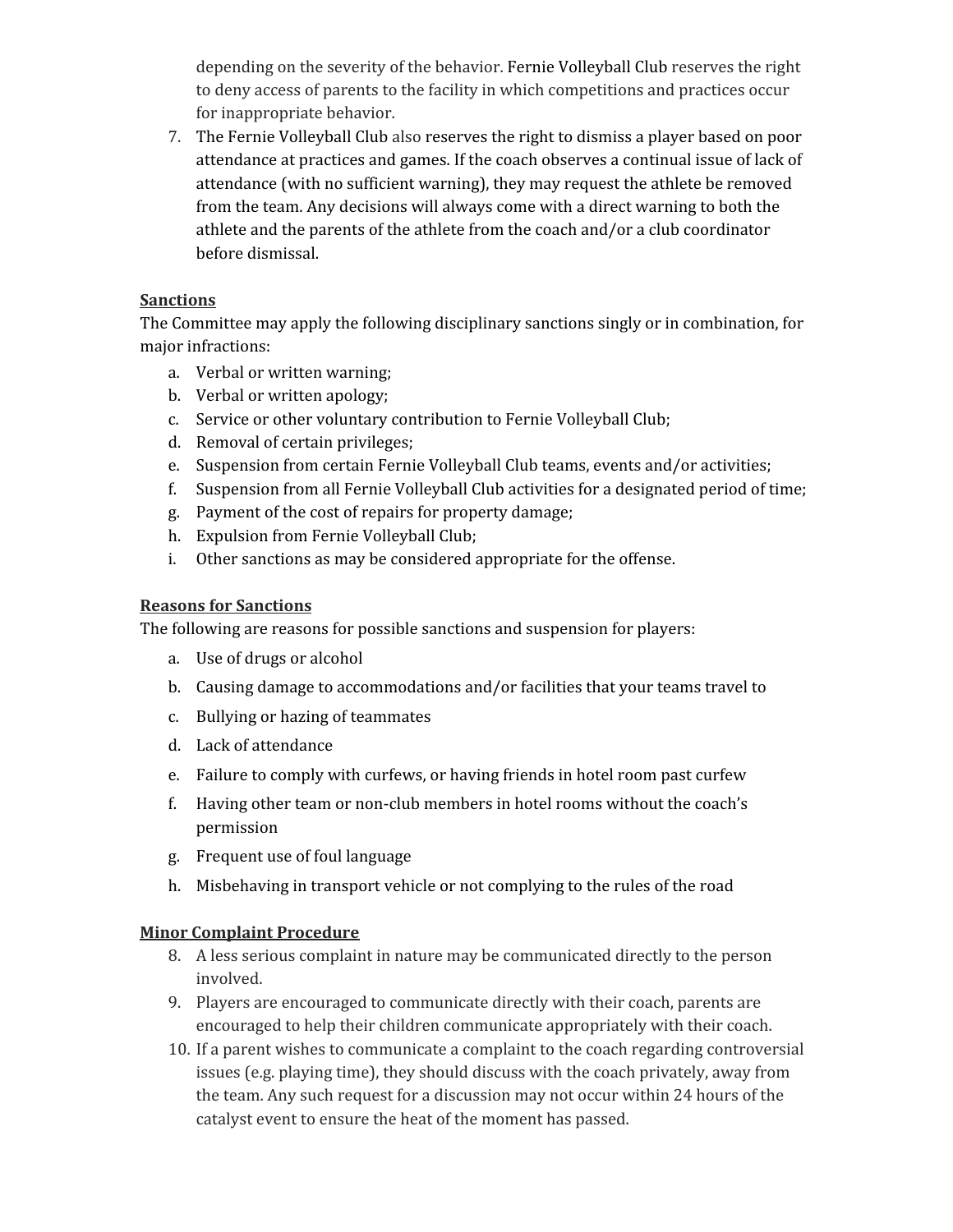depending on the severity of the behavior. Fernie Volleyball Club reserves the right to deny access of parents to the facility in which competitions and practices occur for inappropriate behavior.

7. The Fernie Volleyball Club also reserves the right to dismiss a player based on poor attendance at practices and games. If the coach observes a continual issue of lack of attendance (with no sufficient warning), they may request the athlete be removed from the team. Any decisions will always come with a direct warning to both the athlete and the parents of the athlete from the coach and/or a club coordinator before dismissal.

**Sanctions**

The Committee may apply the following disciplinary sanctions singly or in combination, for major infractions:

a. Verbal or written warning;
b. Verbal or written apology;
c. Service or other voluntary contribution to Fernie Volleyball Club;
d. Removal of certain privileges;
e. Suspension from certain Fernie Volleyball Club teams, events and/or activities;
f. Suspension from all Fernie Volleyball Club activities for a designated period of time;
g. Payment of the cost of repairs for property damage;
h. Expulsion from Fernie Volleyball Club;
i. Other sanctions as may be considered appropriate for the offense.

**Reasons for Sanctions**

The following are reasons for possible sanctions and suspension for players:

a. Use of drugs or alcohol
b. Causing damage to accommodations and/or facilities that your teams travel to
c. Bullying or hazing of teammates
d. Lack of attendance
e. Failure to comply with curfews, or having friends in hotel room past curfew
f. Having other team or non-club members in hotel rooms without the coach's permission
g. Frequent use of foul language
h. Misbehaving in transport vehicle or not complying to the rules of the road

**Minor Complaint Procedure**

8. A less serious complaint in nature may be communicated directly to the person involved.
9. Players are encouraged to communicate directly with their coach, parents are encouraged to help their children communicate appropriately with their coach.
10. If a parent wishes to communicate a complaint to the coach regarding controversial issues (e.g. playing time), they should discuss with the coach privately, away from the team. Any such request for a discussion may not occur within 24 hours of the catalyst event to ensure the heat of the moment has passed.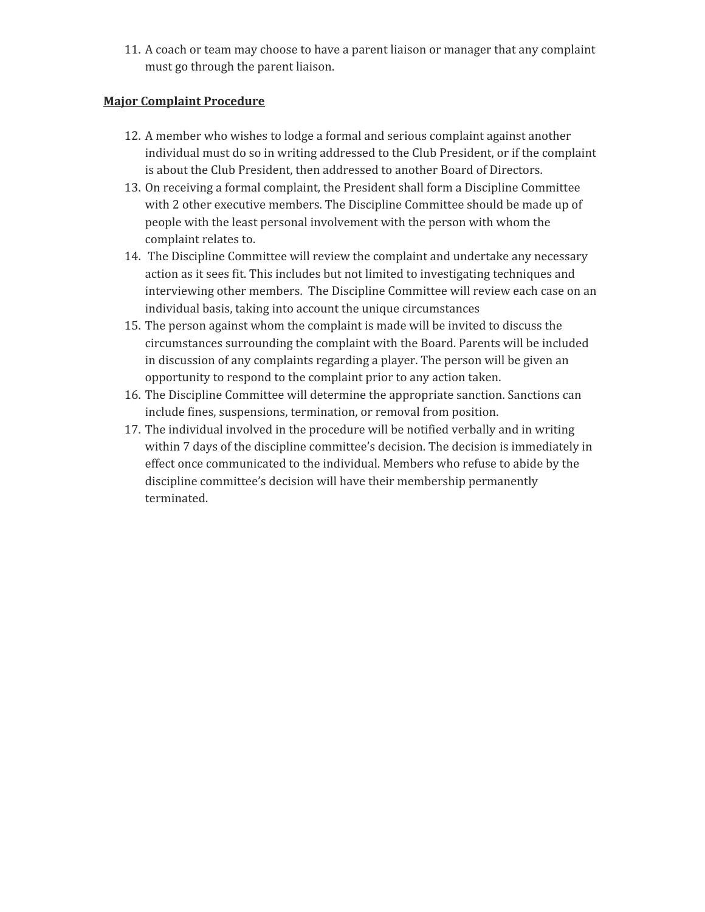11. A coach or team may choose to have a parent liaison or manager that any complaint must go through the parent liaison.

**Major Complaint Procedure**

12. A member who wishes to lodge a formal and serious complaint against another individual must do so in writing addressed to the Club President, or if the complaint is about the Club President, then addressed to another Board of Directors.
13. On receiving a formal complaint, the President shall form a Discipline Committee with 2 other executive members. The Discipline Committee should be made up of people with the least personal involvement with the person with whom the complaint relates to.
14. The Discipline Committee will review the complaint and undertake any necessary action as it sees fit. This includes but not limited to investigating techniques and interviewing other members. The Discipline Committee will review each case on an individual basis, taking into account the unique circumstances
15. The person against whom the complaint is made will be invited to discuss the circumstances surrounding the complaint with the Board. Parents will be included in discussion of any complaints regarding a player. The person will be given an opportunity to respond to the complaint prior to any action taken.
16. The Discipline Committee will determine the appropriate sanction. Sanctions can include fines, suspensions, termination, or removal from position.
17. The individual involved in the procedure will be notified verbally and in writing within 7 days of the discipline committee's decision. The decision is immediately in effect once communicated to the individual. Members who refuse to abide by the discipline committee's decision will have their membership permanently terminated.